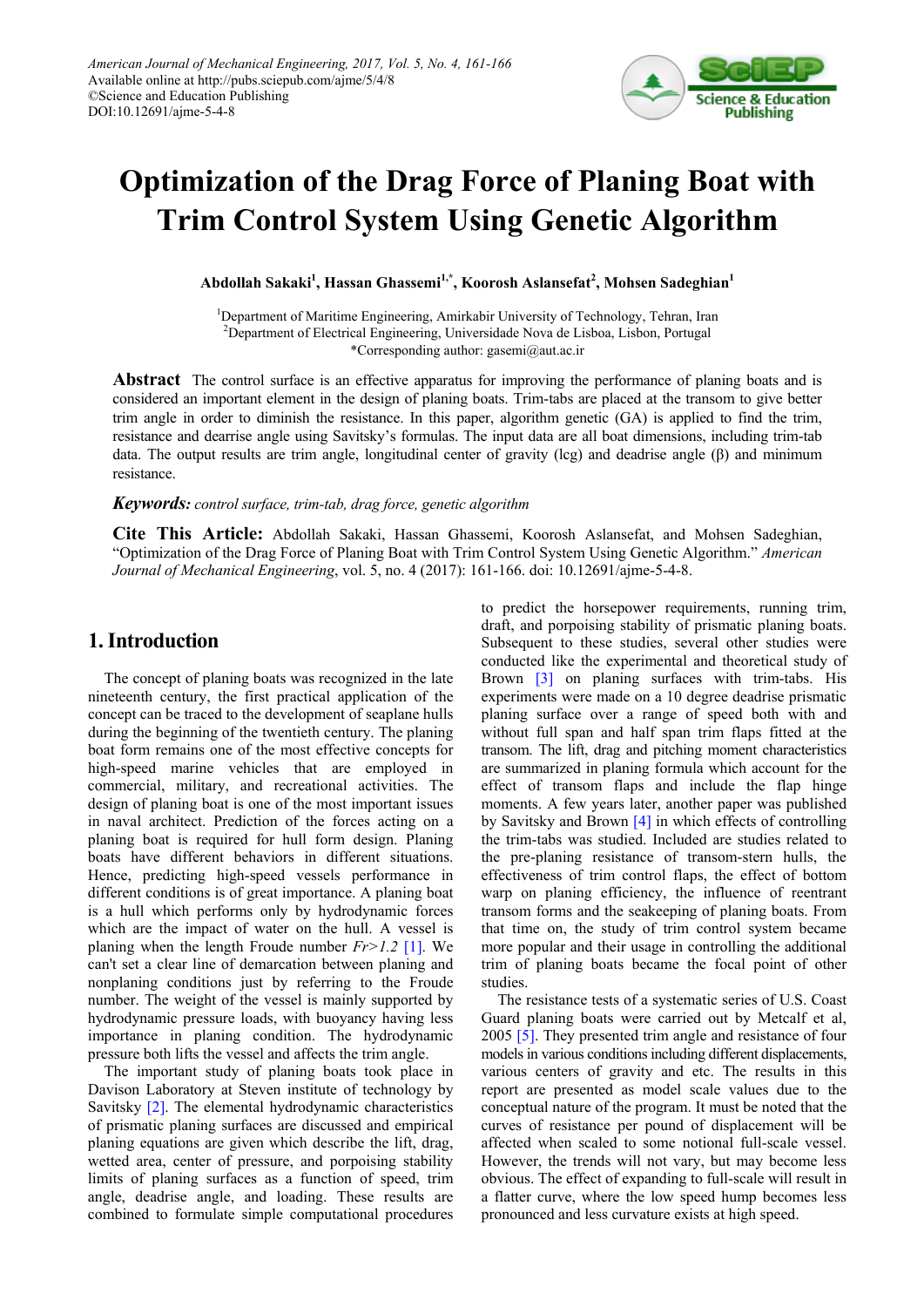# Optimization of the Drag Force of Planing Boat with Trim Control System Using Genetic Algorithm

**Abdollah Sakaki[1], Hassan Ghassemi[1,*], Koorosh Aslansefat[2], Mohsen Sadeghian[1]**

[1]Department of Maritime Engineering, Amirkabir University of Technology, Tehran, Iran
[2]Department of Electrical Engineering, Universidade Nova de Lisboa, Lisbon, Portugal
*Corresponding author: gasemi@aut.ac.ir

**Abstract** The control surface is an effective apparatus for improving the performance of planing boats and is considered an important element in the design of planing boats. Trim-tabs are placed at the transom to give better trim angle in order to diminish the resistance. In this paper, algorithm genetic (GA) is applied to find the trim, resistance and dearrise angle using Savitsky's formulas. The input data are all boat dimensions, including trim-tab data. The output results are trim angle, longitudinal center of gravity (lcg) and dearrise angle (β) and minimum resistance.

***Keywords:*** *control surface, trim-tab, drag force, genetic algorithm*

**Cite This Article:** Abdollah Sakaki, Hassan Ghassemi, Koorosh Aslansefat, and Mohsen Sadeghian, "Optimization of the Drag Force of Planing Boat with Trim Control System Using Genetic Algorithm." *American Journal of Mechanical Engineering*, vol. 5, no. 4 (2017): 161-166. doi: 10.12691/ajme-5-4-8.

## 1. Introduction

The concept of planing boats was recognized in the late nineteenth century, the first practical application of the concept can be traced to the development of seaplane hulls during the beginning of the twentieth century. The planing boat form remains one of the most effective concepts for high-speed marine vehicles that are employed in commercial, military, and recreational activities. The design of planing boat is one of the most important issues in naval architect. Prediction of the forces acting on a planing boat is required for hull form design. Planing boats have different behaviors in different situations. Hence, predicting high-speed vessels performance in different conditions is of great importance. A planing boat is a hull which performs only by hydrodynamic forces which are the impact of water on the hull. A vessel is planing when the length Froude number $Fr>1.2$ [1]. We can't set a clear line of demarcation between planing and nonplaning conditions just by referring to the Froude number. The weight of the vessel is mainly supported by hydrodynamic pressure loads, with buoyancy having less importance in planing condition. The hydrodynamic pressure both lifts the vessel and affects the trim angle.

The important study of planing boats took place in Davison Laboratory at Steven institute of technology by Savitsky [2]. The elemental hydrodynamic characteristics of prismatic planing surfaces are discussed and empirical planing equations are given which describe the lift, drag, wetted area, center of pressure, and porpoising stability limits of planing surfaces as a function of speed, trim angle, deadrise angle, and loading. These results are combined to formulate simple computational procedures to predict the horsepower requirements, running trim, draft, and porpoising stability of prismatic planing boats. Subsequent to these studies, several other studies were conducted like the experimental and theoretical study of Brown [3] on planing surfaces with trim-tabs. His experiments were made on a 10 degree deadrise prismatic planing surface over a range of speed both with and without full span and half span trim flaps fitted at the transom. The lift, drag and pitching moment characteristics are summarized in planing formula which account for the effect of transom flaps and include the flap hinge moments. A few years later, another paper was published by Savitsky and Brown [4] in which effects of controlling the trim-tabs was studied. Included are studies related to the pre-planing resistance of transom-stern hulls, the effectiveness of trim control flaps, the effect of bottom warp on planing efficiency, the influence of reentrant transom forms and the seakeeping of planing boats. From that time on, the study of trim control system became more popular and their usage in controlling the additional trim of planing boats became the focal point of other studies.

The resistance tests of a systematic series of U.S. Coast Guard planing boats were carried out by Metcalf et al, 2005 [5]. They presented trim angle and resistance of four models in various conditions including different displacements, various centers of gravity and etc. The results in this report are presented as model scale values due to the conceptual nature of the program. It must be noted that the curves of resistance per pound of displacement will be affected when scaled to some notional full-scale vessel. However, the trends will not vary, but may become less obvious. The effect of expanding to full-scale will result in a flatter curve, where the low speed hump becomes less pronounced and less curvature exists at high speed.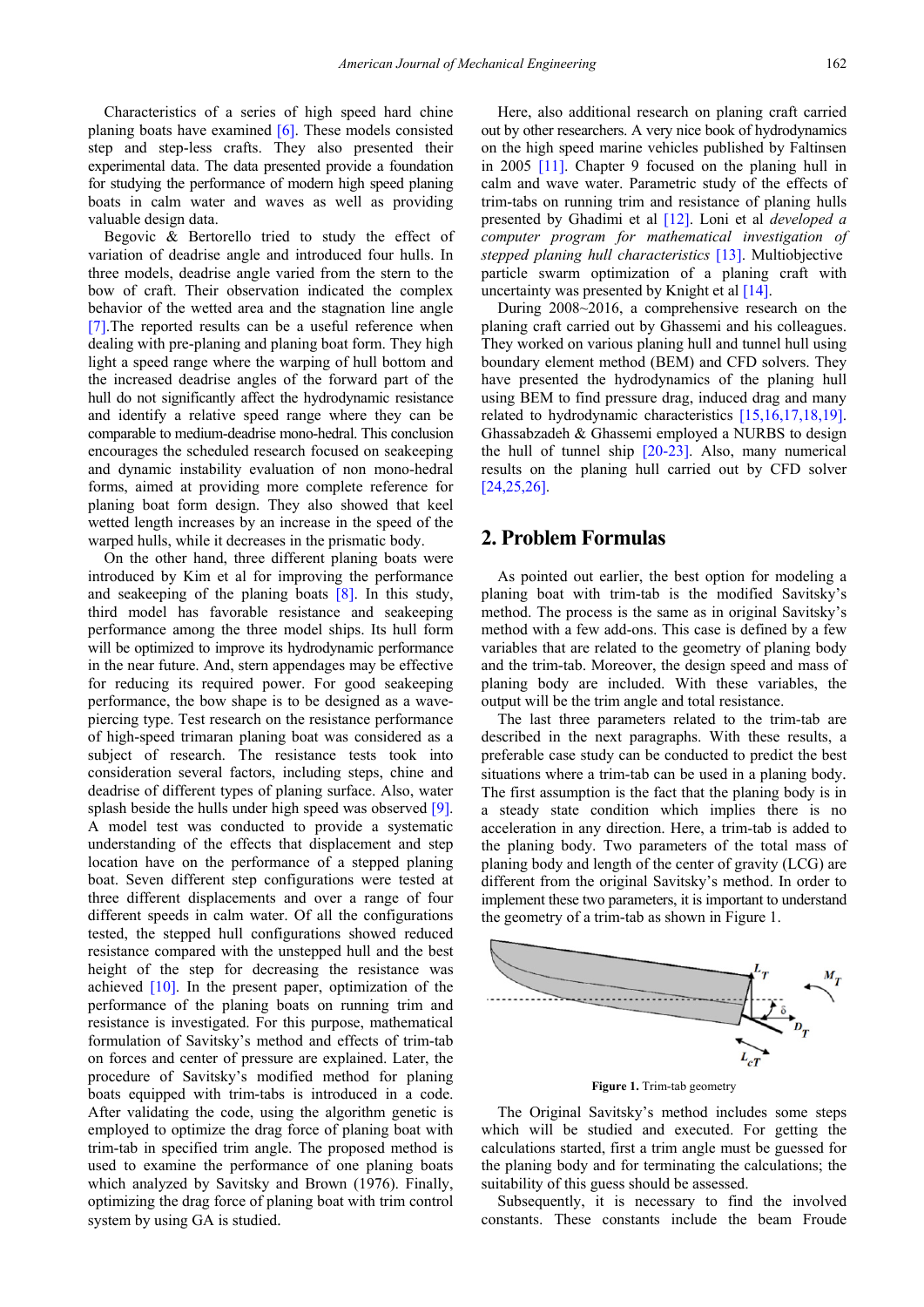Characteristics of a series of high speed hard chine planing boats have examined [6]. These models consisted step and step-less crafts. They also presented their experimental data. The data presented provide a foundation for studying the performance of modern high speed planing boats in calm water and waves as well as providing valuable design data.

Begovic & Bertorello tried to study the effect of variation of deadrise angle and introduced four hulls. In three models, deadrise angle varied from the stern to the bow of craft. Their observation indicated the complex behavior of the wetted area and the stagnation line angle [7].The reported results can be a useful reference when dealing with pre-planing and planing boat form. They high light a speed range where the warping of hull bottom and the increased deadrise angles of the forward part of the hull do not significantly affect the hydrodynamic resistance and identify a relative speed range where they can be comparable to medium-deadrise mono-hedral. This conclusion encourages the scheduled research focused on seakeeping and dynamic instability evaluation of non mono-hedral forms, aimed at providing more complete reference for planing boat form design. They also showed that keel wetted length increases by an increase in the speed of the warped hulls, while it decreases in the prismatic body.

On the other hand, three different planing boats were introduced by Kim et al for improving the performance and seakeeping of the planing boats [8]. In this study, third model has favorable resistance and seakeeping performance among the three model ships. Its hull form will be optimized to improve its hydrodynamic performance in the near future. And, stern appendages may be effective for reducing its required power. For good seakeeping performance, the bow shape is to be designed as a wave-piercing type. Test research on the resistance performance of high-speed trimaran planing boat was considered as a subject of research. The resistance tests took into consideration several factors, including steps, chine and deadrise of different types of planing surface. Also, water splash beside the hulls under high speed was observed [9]. A model test was conducted to provide a systematic understanding of the effects that displacement and step location have on the performance of a stepped planing boat. Seven different step configurations were tested at three different displacements and over a range of four different speeds in calm water. Of all the configurations tested, the stepped hull configurations showed reduced resistance compared with the unstepped hull and the best height of the step for decreasing the resistance was achieved [10]. In the present paper, optimization of the performance of the planing boats on running trim and resistance is investigated. For this purpose, mathematical formulation of Savitsky's method and effects of trim-tab on forces and center of pressure are explained. Later, the procedure of Savitsky's modified method for planing boats equipped with trim-tabs is introduced in a code. After validating the code, using the algorithm genetic is employed to optimize the drag force of planing boat with trim-tab in specified trim angle. The proposed method is used to examine the performance of one planing boats which analyzed by Savitsky and Brown (1976). Finally, optimizing the drag force of planing boat with trim control system by using GA is studied.

Here, also additional research on planing craft carried out by other researchers. A very nice book of hydrodynamics on the high speed marine vehicles published by Faltinsen in 2005 [11]. Chapter 9 focused on the planing hull in calm and wave water. Parametric study of the effects of trim-tabs on running trim and resistance of planing hulls presented by Ghadimi et al [12]. Loni et al *developed a computer program for mathematical investigation of stepped planing hull characteristics* [13]. Multiobjective particle swarm optimization of a planing craft with uncertainty was presented by Knight et al [14].

During 2008~2016, a comprehensive research on the planing craft carried out by Ghassemi and his colleagues. They worked on various planing hull and tunnel hull using boundary element method (BEM) and CFD solvers. They have presented the hydrodynamics of the planing hull using BEM to find pressure drag, induced drag and many related to hydrodynamic characteristics [15,16,17,18,19]. Ghassabzadeh & Ghassemi employed a NURBS to design the hull of tunnel ship [20-23]. Also, many numerical results on the planing hull carried out by CFD solver [24,25,26].

## 2. Problem Formulas

As pointed out earlier, the best option for modeling a planing boat with trim-tab is the modified Savitsky's method. The process is the same as in original Savitsky's method with a few add-ons. This case is defined by a few variables that are related to the geometry of planing body and the trim-tab. Moreover, the design speed and mass of planing body are included. With these variables, the output will be the trim angle and total resistance.

The last three parameters related to the trim-tab are described in the next paragraphs. With these results, a preferable case study can be conducted to predict the best situations where a trim-tab can be used in a planing body. The first assumption is the fact that the planing body is in a steady state condition which implies there is no acceleration in any direction. Here, a trim-tab is added to the planing body. Two parameters of the total mass of planing body and length of the center of gravity (LCG) are different from the original Savitsky's method. In order to implement these two parameters, it is important to understand the geometry of a trim-tab as shown in Figure 1.

**Figure 1.** Trim-tab geometry

The Original Savitsky's method includes some steps which will be studied and executed. For getting the calculations started, first a trim angle must be guessed for the planing body and for terminating the calculations; the suitability of this guess should be assessed.

Subsequently, it is necessary to find the involved constants. These constants include the beam Froude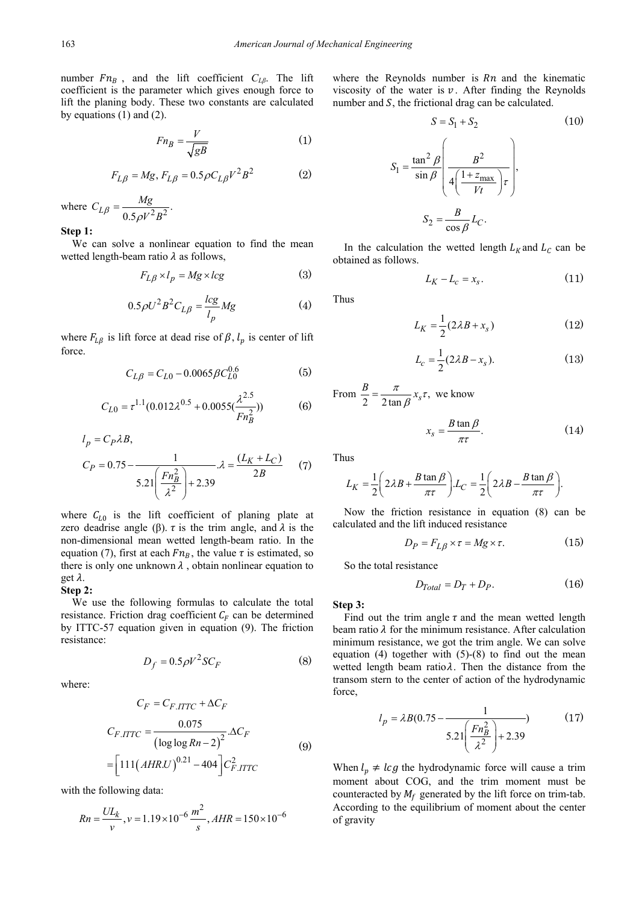number $Fn_B$ , and the lift coefficient $C_{L\beta}$. The lift coefficient is the parameter which gives enough force to lift the planing body. These two constants are calculated by equations (1) and (2).

$$Fn_B = \frac{V}{\sqrt{gB}} \tag{1}$$

$$F_{L\beta} = Mg, F_{L\beta} = 0.5\rho C_{L\beta} V^2 B^2 \tag{2}$$

where $C_{L\beta} = \dfrac{Mg}{0.5\rho V^2 B^2}$.

**Step 1:**

We can solve a nonlinear equation to find the mean wetted length-beam ratio $\lambda$ as follows,

$$F_{L\beta} \times l_p = Mg \times lcg \tag{3}$$

$$0.5\rho U^2 B^2 C_{L\beta} = \frac{lcg}{l_p} Mg \tag{4}$$

where $F_{L\beta}$ is lift force at dead rise of $\beta$, $l_p$ is center of lift force.

$$C_{L\beta} = C_{L0} - 0.0065\beta C_{L0}^{0.6} \tag{5}$$

$$C_{L0} = \tau^{1.1}(0.012\lambda^{0.5} + 0.0055(\frac{\lambda^{2.5}}{Fn_B^2})) \tag{6}$$

$$l_p = C_P \lambda B,$$

$$C_P = 0.75 - \frac{1}{5.21\left(\dfrac{Fn_B^2}{\lambda^2}\right) + 2.39} . \lambda = \frac{(L_K + L_C)}{2B} \tag{7}$$

where $C_{L0}$ is the lift coefficient of planing plate at zero deadrise angle (β). $\tau$ is the trim angle, and $\lambda$ is the non-dimensional mean wetted length-beam ratio. In the equation (7), first at each $Fn_B$, the value $\tau$ is estimated, so there is only one unknown $\lambda$ , obtain nonlinear equation to get $\lambda$.

**Step 2:**

We use the following formulas to calculate the total resistance. Friction drag coefficient $C_F$ can be determined by ITTC-57 equation given in equation (9). The friction resistance:

$$D_f = 0.5\rho V^2 S C_F \tag{8}$$

where:

$$\begin{gathered} C_F = C_{F.ITTC} + \Delta C_F \\ C_{F.ITTC} = \frac{0.075}{(\log\log Rn - 2)^2} . \Delta C_F \\ = \left[111(AHR.U)^{0.21} - 404\right] C_{F.ITTC}^2 \end{gathered} \tag{9}$$

with the following data:

$$Rn = \frac{UL_k}{v}, v = 1.19 \times 10^{-6}\frac{m^2}{s}, AHR = 150 \times 10^{-6}$$

where the Reynolds number is $Rn$ and the kinematic viscosity of the water is $v$. After finding the Reynolds number and $S$, the frictional drag can be calculated.

$$S = S_1 + S_2 \tag{10}$$

$$S_1 = \frac{\tan^2\beta}{\sin\beta}\left(\frac{B^2}{4\left(\dfrac{1 + z_{\max}}{Vt}\right)\tau}\right),$$

$$S_2 = \frac{B}{\cos\beta} L_C.$$

In the calculation the wetted length $L_K$ and $L_C$ can be obtained as follows.

$$L_K - L_c = x_s. \tag{11}$$

Thus

$$L_K = \frac{1}{2}(2\lambda B + x_s) \tag{12}$$

$$L_c = \frac{1}{2}(2\lambda B - x_s). \tag{13}$$

From $\dfrac{B}{2} = \dfrac{\pi}{2\tan\beta} x_s \tau,$ we know

$$x_s = \frac{B\tan\beta}{\pi\tau}. \tag{14}$$

Thus

$$L_K = \frac{1}{2}\left(2\lambda B + \frac{B\tan\beta}{\pi\tau}\right) . L_C = \frac{1}{2}\left(2\lambda B - \frac{B\tan\beta}{\pi\tau}\right).$$

Now the friction resistance in equation (8) can be calculated and the lift induced resistance

$$D_P = F_{L\beta} \times \tau = Mg \times \tau. \tag{15}$$

So the total resistance

$$D_{Total} = D_T + D_P. \tag{16}$$

**Step 3:**

Find out the trim angle $\tau$ and the mean wetted length beam ratio $\lambda$ for the minimum resistance. After calculation minimum resistance, we got the trim angle. We can solve equation (4) together with (5)-(8) to find out the mean wetted length beam ratio$\lambda$. Then the distance from the transom stern to the center of action of the hydrodynamic force,

$$l_p = \lambda B(0.75 - \frac{1}{5.21\left(\dfrac{Fn_B^2}{\lambda^2}\right) + 2.39}) \tag{17}$$

When $l_p \neq lcg$ the hydrodynamic force will cause a trim moment about COG, and the trim moment must be counteracted by $M_f$ generated by the lift force on trim-tab. According to the equilibrium of moment about the center of gravity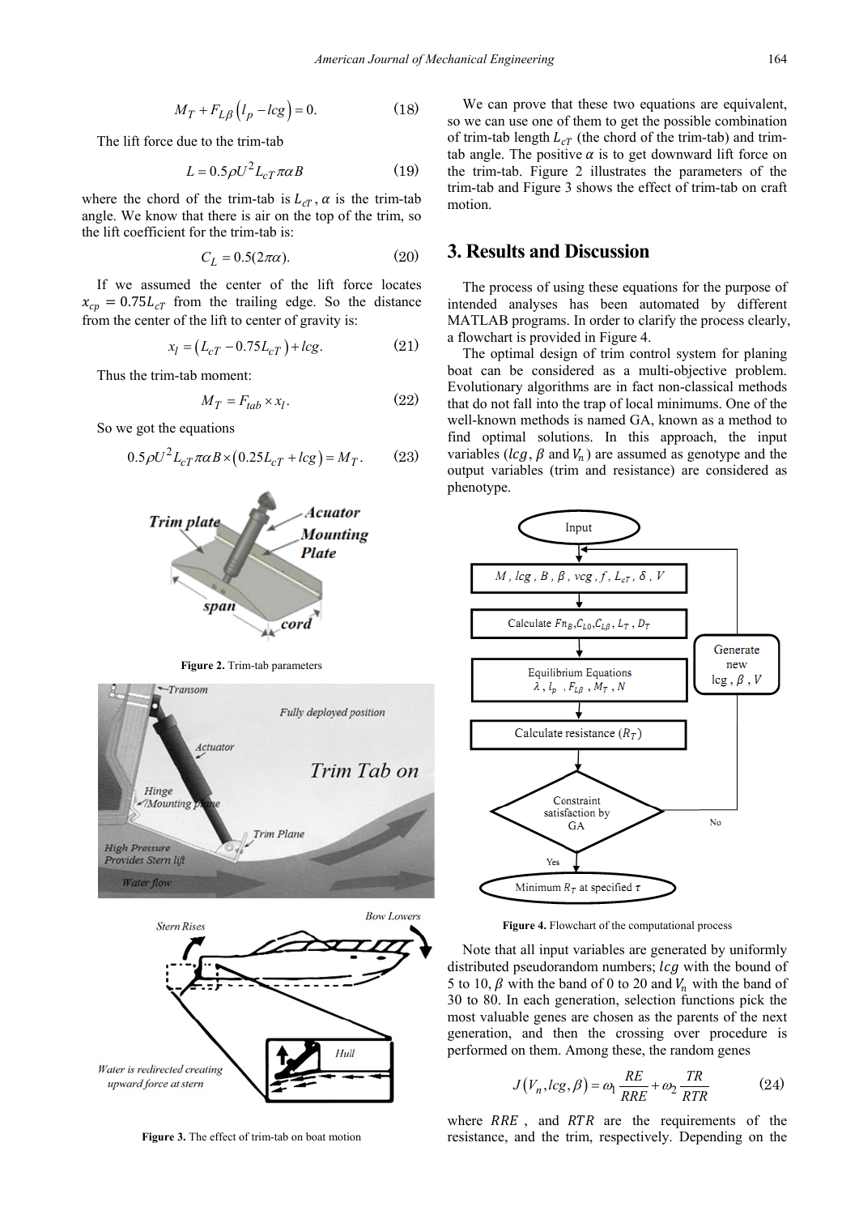$$M_T + F_{L\beta}\left(l_p - lcg\right) = 0. \quad (18)$$

The lift force due to the trim-tab

$$L = 0.5\rho U^2 L_{cT} \pi \alpha B \quad (19)$$

where the chord of the trim-tab is $L_{cT}$, $\alpha$ is the trim-tab angle. We know that there is air on the top of the trim, so the lift coefficient for the trim-tab is:

$$C_L = 0.5(2\pi\alpha). \quad (20)$$

If we assumed the center of the lift force locates $x_{cp} = 0.75L_{cT}$ from the trailing edge. So the distance from the center of the lift to center of gravity is:

$$x_l = \left(L_{cT} - 0.75L_{cT}\right) + lcg. \quad (21)$$

Thus the trim-tab moment:

$$M_T = F_{tab} \times x_l. \quad (22)$$

So we got the equations

$$0.5\rho U^2 L_{cT} \pi \alpha B \times \left(0.25L_{cT} + lcg\right) = M_T. \quad (23)$$

**Figure 2.** Trim-tab parameters

**Figure 3.** The effect of trim-tab on boat motion

We can prove that these two equations are equivalent, so we can use one of them to get the possible combination of trim-tab length $L_{cT}$ (the chord of the trim-tab) and trim-tab angle. The positive $\alpha$ is to get downward lift force on the trim-tab. Figure 2 illustrates the parameters of the trim-tab and Figure 3 shows the effect of trim-tab on craft motion.

## 3. Results and Discussion

The process of using these equations for the purpose of intended analyses has been automated by different MATLAB programs. In order to clarify the process clearly, a flowchart is provided in Figure 4.

The optimal design of trim control system for planing boat can be considered as a multi-objective problem. Evolutionary algorithms are in fact non-classical methods that do not fall into the trap of local minimums. One of the well-known methods is named GA, known as a method to find optimal solutions. In this approach, the input variables ($lcg$, $\beta$ and $V_n$) are assumed as genotype and the output variables (trim and resistance) are considered as phenotype.

**Figure 4.** Flowchart of the computational process

Note that all input variables are generated by uniformly distributed pseudorandom numbers; $lcg$ with the bound of 5 to 10, $\beta$ with the band of 0 to 20 and $V_n$ with the band of 30 to 80. In each generation, selection functions pick the most valuable genes are chosen as the parents of the next generation, and then the crossing over procedure is performed on them. Among these, the random genes

$$J\left(V_n, lcg, \beta\right) = \omega_1 \frac{RE}{RRE} + \omega_2 \frac{TR}{RTR} \quad (24)$$

where $RRE$, and $RTR$ are the requirements of the resistance, and the trim, respectively. Depending on the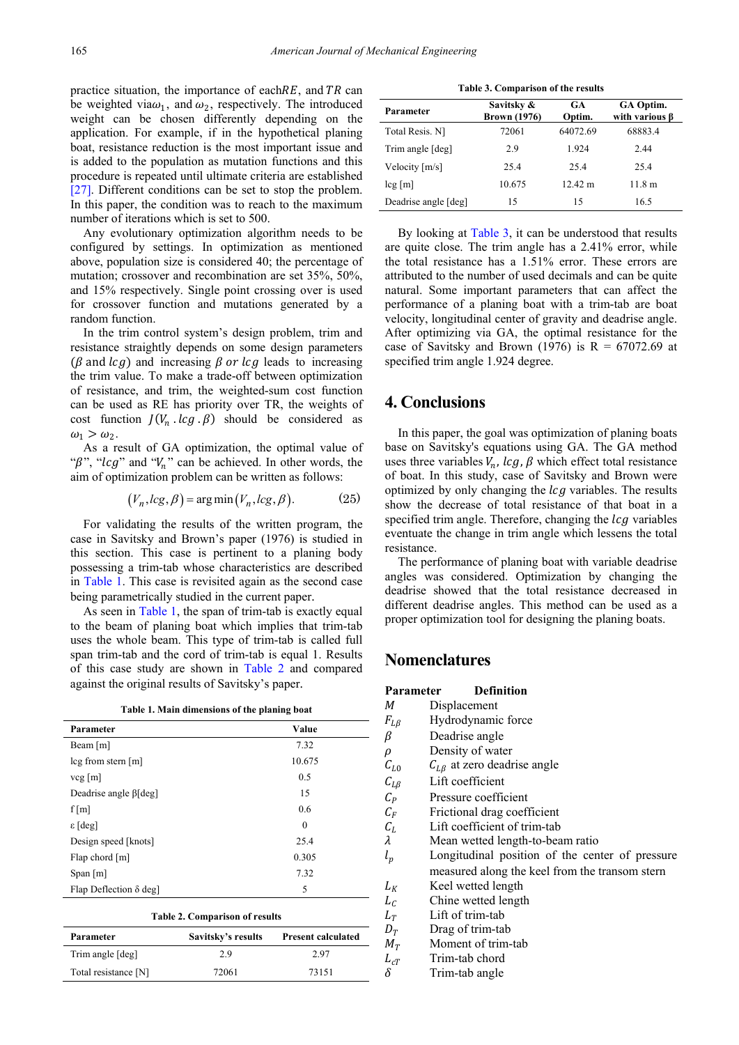practice situation, the importance of each $RE$, and $TR$ can be weighted via $\omega_1$, and $\omega_2$, respectively. The introduced weight can be chosen differently depending on the application. For example, if in the hypothetical planing boat, resistance reduction is the most important issue and is added to the population as mutation functions and this procedure is repeated until ultimate criteria are established [27]. Different conditions can be set to stop the problem. In this paper, the condition was to reach to the maximum number of iterations which is set to 500.

Any evolutionary optimization algorithm needs to be configured by settings. In optimization as mentioned above, population size is considered 40; the percentage of mutation; crossover and recombination are set 35%, 50%, and 15% respectively. Single point crossing over is used for crossover function and mutations generated by a random function.

In the trim control system's design problem, trim and resistance straightly depends on some design parameters ($\beta$ and $lcg$) and increasing $\beta$ or $lcg$ leads to increasing the trim value. To make a trade-off between optimization of resistance, and trim, the weighted-sum cost function can be used as RE has priority over TR, the weights of cost function $J(V_n . lcg . \beta)$ should be considered as $\omega_1 > \omega_2$.

As a result of GA optimization, the optimal value of "$\beta$", "$lcg$" and "$V_n$" can be achieved. In other words, the aim of optimization problem can be written as follows:

$$\left(V_n, lcg, \beta\right) = \arg\min\left(V_n, lcg, \beta\right). \tag{25}$$

For validating the results of the written program, the case in Savitsky and Brown's paper (1976) is studied in this section. This case is pertinent to a planing body possessing a trim-tab whose characteristics are described in Table 1. This case is revisited again as the second case being parametrically studied in the current paper.

As seen in Table 1, the span of trim-tab is exactly equal to the beam of planing boat which implies that trim-tab uses the whole beam. This type of trim-tab is called full span trim-tab and the cord of trim-tab is equal 1. Results of this case study are shown in Table 2 and compared against the original results of Savitsky's paper.

**Table 1. Main dimensions of the planing boat**

| Parameter | Value |
|---|---|
| Beam [m] | 7.32 |
| lcg from stern [m] | 10.675 |
| vcg [m] | 0.5 |
| Deadrise angle β[deg] | 15 |
| f [m] | 0.6 |
| ε [deg] | 0 |
| Design speed [knots] | 25.4 |
| Flap chord [m] | 0.305 |
| Span [m] | 7.32 |
| Flap Deflection δ deg] | 5 |

**Table 2. Comparison of results**

| Parameter | Savitsky's results | Present calculated |
|---|---|---|
| Trim angle [deg] | 2.9 | 2.97 |
| Total resistance [N] | 72061 | 73151 |

**Table 3. Comparison of the results**

| Parameter | Savitsky & Brown (1976) | GA Optim. | GA Optim. with various β |
|---|---|---|---|
| Total Resis. N] | 72061 | 64072.69 | 68883.4 |
| Trim angle [deg] | 2.9 | 1.924 | 2.44 |
| Velocity [m/s] | 25.4 | 25.4 | 25.4 |
| lcg [m] | 10.675 | 12.42 m | 11.8 m |
| Deadrise angle [deg] | 15 | 15 | 16.5 |

By looking at Table 3, it can be understood that results are quite close. The trim angle has a 2.41% error, while the total resistance has a 1.51% error. These errors are attributed to the number of used decimals and can be quite natural. Some important parameters that can affect the performance of a planing boat with a trim-tab are boat velocity, longitudinal center of gravity and deadrise angle. After optimizing via GA, the optimal resistance for the case of Savitsky and Brown (1976) is R = 67072.69 at specified trim angle 1.924 degree.

## 4. Conclusions

In this paper, the goal was optimization of planing boats base on Savitsky's equations using GA. The GA method uses three variables $V_n$, $lcg$, $\beta$ which effect total resistance of boat. In this study, case of Savitsky and Brown were optimized by only changing the $lcg$ variables. The results show the decrease of total resistance of that boat in a specified trim angle. Therefore, changing the $lcg$ variables eventuate the change in trim angle which lessens the total resistance.

The performance of planing boat with variable deadrise angles was considered. Optimization by changing the deadrise showed that the total resistance decreased in different deadrise angles. This method can be used as a proper optimization tool for designing the planing boats.

## Nomenclatures

| Parameter | Definition |
|---|---|
| $M$ | Displacement |
| $F_{L\beta}$ | Hydrodynamic force |
| $\beta$ | Deadrise angle |
| $\rho$ | Density of water |
| $C_{L0}$ | $C_{L\beta}$ at zero deadrise angle |
| $C_{L\beta}$ | Lift coefficient |
| $C_P$ | Pressure coefficient |
| $C_F$ | Frictional drag coefficient |
| $C_L$ | Lift coefficient of trim-tab |
| $\lambda$ | Mean wetted length-to-beam ratio |
| $l_p$ | Longitudinal position of the center of pressure measured along the keel from the transom stern |
| $L_K$ | Keel wetted length |
| $L_C$ | Chine wetted length |
| $L_T$ | Lift of trim-tab |
| $D_T$ | Drag of trim-tab |
| $M_T$ | Moment of trim-tab |
| $L_{cT}$ | Trim-tab chord |
| $\delta$ | Trim-tab angle |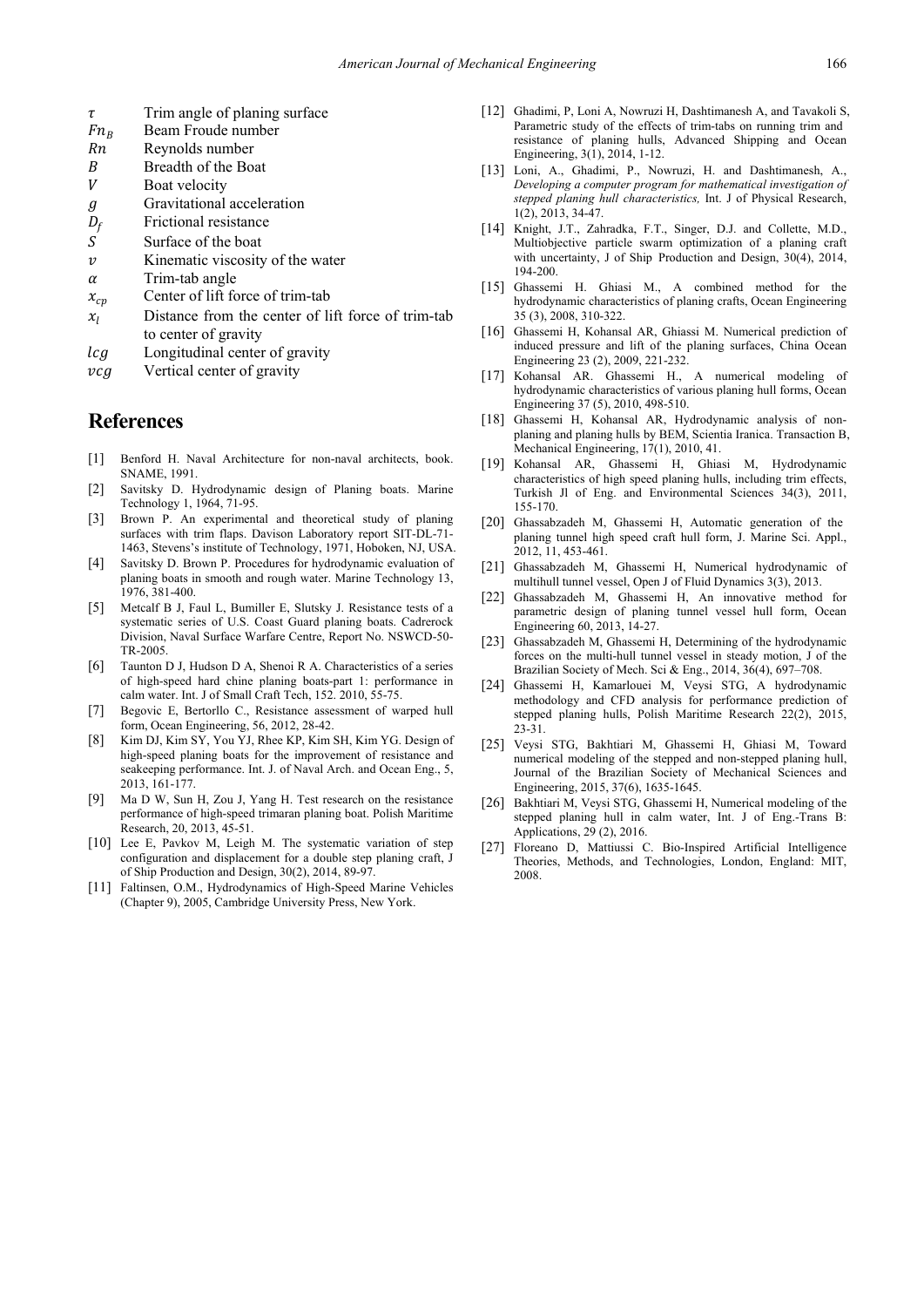| | |
|---|---|
| $\tau$ | Trim angle of planing surface |
| $Fn_B$ | Beam Froude number |
| $Rn$ | Reynolds number |
| $B$ | Breadth of the Boat |
| $V$ | Boat velocity |
| $g$ | Gravitational acceleration |
| $D_f$ | Frictional resistance |
| $S$ | Surface of the boat |
| $v$ | Kinematic viscosity of the water |
| $\alpha$ | Trim-tab angle |
| $x_{cp}$ | Center of lift force of trim-tab |
| $x_l$ | Distance from the center of lift force of trim-tab to center of gravity |
| $lcg$ | Longitudinal center of gravity |
| $vcg$ | Vertical center of gravity |

# References

[1] Benford H. Naval Architecture for non-naval architects, book. SNAME, 1991.

[2] Savitsky D. Hydrodynamic design of Planing boats. Marine Technology 1, 1964, 71-95.

[3] Brown P. An experimental and theoretical study of planing surfaces with trim flaps. Davison Laboratory report SIT-DL-71-1463, Stevens's institute of Technology, 1971, Hoboken, NJ, USA.

[4] Savitsky D. Brown P. Procedures for hydrodynamic evaluation of planing boats in smooth and rough water. Marine Technology 13, 1976, 381-400.

[5] Metcalf B J, Faul L, Bumiller E, Slutsky J. Resistance tests of a systematic series of U.S. Coast Guard planing boats. Cadrerock Division, Naval Surface Warfare Centre, Report No. NSWCD-50-TR-2005.

[6] Taunton D J, Hudson D A, Shenoi R A. Characteristics of a series of high-speed hard chine planing boats-part 1: performance in calm water. Int. J of Small Craft Tech, 152. 2010, 55-75.

[7] Begovic E, Bertorllo C., Resistance assessment of warped hull form, Ocean Engineering, 56, 2012, 28-42.

[8] Kim DJ, Kim SY, You YJ, Rhee KP, Kim SH, Kim YG. Design of high-speed planing boats for the improvement of resistance and seakeeping performance. Int. J. of Naval Arch. and Ocean Eng., 5, 2013, 161-177.

[9] Ma D W, Sun H, Zou J, Yang H. Test research on the resistance performance of high-speed trimaran planing boat. Polish Maritime Research, 20, 2013, 45-51.

[10] Lee E, Pavkov M, Leigh M. The systematic variation of step configuration and displacement for a double step planing craft, J of Ship Production and Design, 30(2), 2014, 89-97.

[11] Faltinsen, O.M., Hydrodynamics of High-Speed Marine Vehicles (Chapter 9), 2005, Cambridge University Press, New York.

[12] Ghadimi, P, Loni A, Nowruzi H, Dashtimanesh A, and Tavakoli S, Parametric study of the effects of trim-tabs on running trim and resistance of planing hulls, Advanced Shipping and Ocean Engineering, 3(1), 2014, 1-12.

[13] Loni, A., Ghadimi, P., Nowruzi, H. and Dashtimanesh, A., *Developing a computer program for mathematical investigation of stepped planing hull characteristics,* Int. J of Physical Research, 1(2), 2013, 34-47.

[14] Knight, J.T., Zahradka, F.T., Singer, D.J. and Collette, M.D., Multiobjective particle swarm optimization of a planing craft with uncertainty, J of Ship Production and Design, 30(4), 2014, 194-200.

[15] Ghassemi H. Ghiasi M., A combined method for the hydrodynamic characteristics of planing crafts, Ocean Engineering 35 (3), 2008, 310-322.

[16] Ghassemi H, Kohansal AR, Ghiassi M. Numerical prediction of induced pressure and lift of the planing surfaces, China Ocean Engineering 23 (2), 2009, 221-232.

[17] Kohansal AR. Ghassemi H., A numerical modeling of hydrodynamic characteristics of various planing hull forms, Ocean Engineering 37 (5), 2010, 498-510.

[18] Ghassemi H, Kohansal AR, Hydrodynamic analysis of non-planing and planing hulls by BEM, Scientia Iranica. Transaction B, Mechanical Engineering, 17(1), 2010, 41.

[19] Kohansal AR, Ghassemi H, Ghiasi M, Hydrodynamic characteristics of high speed planing hulls, including trim effects, Turkish Jl of Eng. and Environmental Sciences 34(3), 2011, 155-170.

[20] Ghassabzadeh M, Ghassemi H, Automatic generation of the planing tunnel high speed craft hull form, J. Marine Sci. Appl., 2012, 11, 453-461.

[21] Ghassabzadeh M, Ghassemi H, Numerical hydrodynamic of multihull tunnel vessel, Open J of Fluid Dynamics 3(3), 2013.

[22] Ghassabzadeh M, Ghassemi H, An innovative method for parametric design of planing tunnel vessel hull form, Ocean Engineering 60, 2013, 14-27.

[23] Ghassabzadeh M, Ghassemi H, Determining of the hydrodynamic forces on the multi-hull tunnel vessel in steady motion, J of the Brazilian Society of Mech. Sci & Eng., 2014, 36(4), 697–708.

[24] Ghassemi H, Kamarlouei M, Veysi STG, A hydrodynamic methodology and CFD analysis for performance prediction of stepped planing hulls, Polish Maritime Research 22(2), 2015, 23-31.

[25] Veysi STG, Bakhtiari M, Ghassemi H, Ghiasi M, Toward numerical modeling of the stepped and non-stepped planing hull, Journal of the Brazilian Society of Mechanical Sciences and Engineering, 2015, 37(6), 1635-1645.

[26] Bakhtiari M, Veysi STG, Ghassemi H, Numerical modeling of the stepped planing hull in calm water, Int. J of Eng.-Trans B: Applications, 29 (2), 2016.

[27] Floreano D, Mattiussi C. Bio-Inspired Artificial Intelligence Theories, Methods, and Technologies, London, England: MIT, 2008.